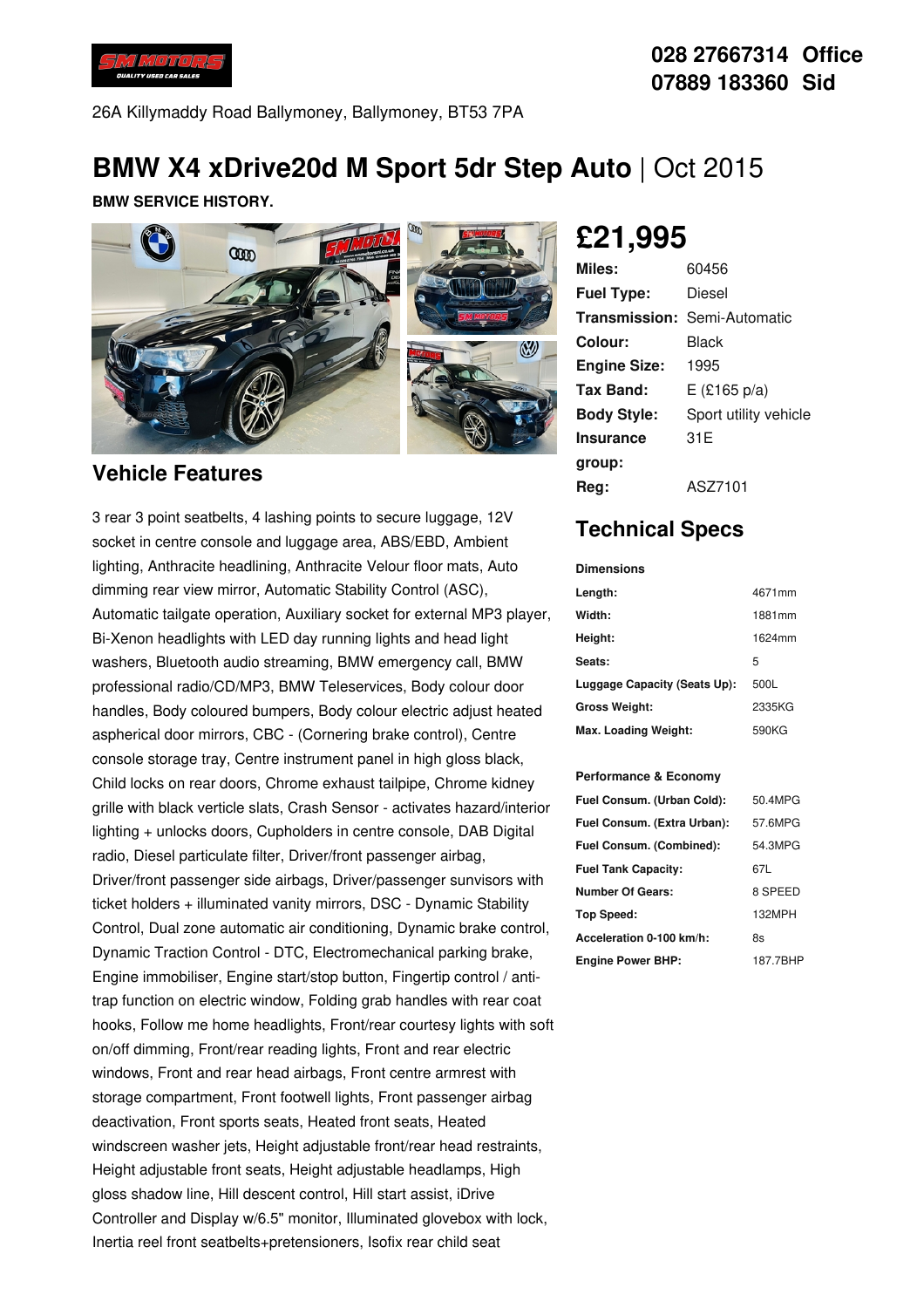028 27667314 Office
07889 183360 Sid

26A Killymaddy Road Ballymoney, Ballymoney, BT53 7PA

# BMW X4 xDrive20d M Sport 5dr Step Auto | Oct 2015

**BMW SERVICE HISTORY.**

## £21,995

| | |
|---|---|
| **Miles:** | 60456 |
| **Fuel Type:** | Diesel |
| **Transmission:** | Semi-Automatic |
| **Colour:** | Black |
| **Engine Size:** | 1995 |
| **Tax Band:** | E (£165 p/a) |
| **Body Style:** | Sport utility vehicle |
| **Insurance group:** | 31E |
| **Reg:** | ASZ7101 |

## Vehicle Features

3 rear 3 point seatbelts, 4 lashing points to secure luggage, 12V socket in centre console and luggage area, ABS/EBD, Ambient lighting, Anthracite headlining, Anthracite Velour floor mats, Auto dimming rear view mirror, Automatic Stability Control (ASC), Automatic tailgate operation, Auxiliary socket for external MP3 player, Bi-Xenon headlights with LED day running lights and head light washers, Bluetooth audio streaming, BMW emergency call, BMW professional radio/CD/MP3, BMW Teleservices, Body colour door handles, Body coloured bumpers, Body colour electric adjust heated aspherical door mirrors, CBC - (Cornering brake control), Centre console storage tray, Centre instrument panel in high gloss black, Child locks on rear doors, Chrome exhaust tailpipe, Chrome kidney grille with black verticle slats, Crash Sensor - activates hazard/interior lighting + unlocks doors, Cupholders in centre console, DAB Digital radio, Diesel particulate filter, Driver/front passenger airbag, Driver/front passenger side airbags, Driver/passenger sunvisors with ticket holders + illuminated vanity mirrors, DSC - Dynamic Stability Control, Dual zone automatic air conditioning, Dynamic brake control, Dynamic Traction Control - DTC, Electromechanical parking brake, Engine immobiliser, Engine start/stop button, Fingertip control / anti-trap function on electric window, Folding grab handles with rear coat hooks, Follow me home headlights, Front/rear courtesy lights with soft on/off dimming, Front/rear reading lights, Front and rear electric windows, Front and rear head airbags, Front centre armrest with storage compartment, Front footwell lights, Front passenger airbag deactivation, Front sports seats, Heated front seats, Heated windscreen washer jets, Height adjustable front/rear head restraints, Height adjustable front seats, Height adjustable headlamps, High gloss shadow line, Hill descent control, Hill start assist, iDrive Controller and Display w/6.5" monitor, Illuminated glovebox with lock, Inertia reel front seatbelts+pretensioners, Isofix rear child seat

## Technical Specs

**Dimensions**

| | |
|---|---|
| **Length:** | 4671mm |
| **Width:** | 1881mm |
| **Height:** | 1624mm |
| **Seats:** | 5 |
| **Luggage Capacity (Seats Up):** | 500L |
| **Gross Weight:** | 2335KG |
| **Max. Loading Weight:** | 590KG |

**Performance & Economy**

| | |
|---|---|
| **Fuel Consum. (Urban Cold):** | 50.4MPG |
| **Fuel Consum. (Extra Urban):** | 57.6MPG |
| **Fuel Consum. (Combined):** | 54.3MPG |
| **Fuel Tank Capacity:** | 67L |
| **Number Of Gears:** | 8 SPEED |
| **Top Speed:** | 132MPH |
| **Acceleration 0-100 km/h:** | 8s |
| **Engine Power BHP:** | 187.7BHP |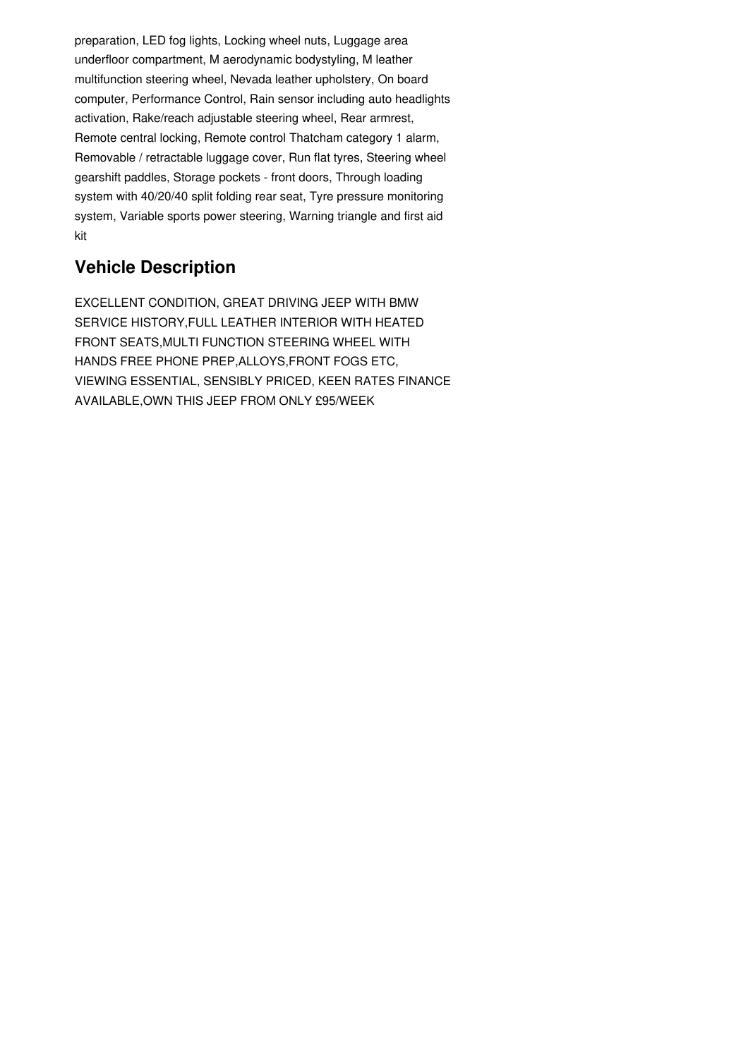preparation, LED fog lights, Locking wheel nuts, Luggage area underfloor compartment, M aerodynamic bodystyling, M leather multifunction steering wheel, Nevada leather upholstery, On board computer, Performance Control, Rain sensor including auto headlights activation, Rake/reach adjustable steering wheel, Rear armrest, Remote central locking, Remote control Thatcham category 1 alarm, Removable / retractable luggage cover, Run flat tyres, Steering wheel gearshift paddles, Storage pockets - front doors, Through loading system with 40/20/40 split folding rear seat, Tyre pressure monitoring system, Variable sports power steering, Warning triangle and first aid kit

## Vehicle Description

EXCELLENT CONDITION, GREAT DRIVING JEEP WITH BMW SERVICE HISTORY,FULL LEATHER INTERIOR WITH HEATED FRONT SEATS,MULTI FUNCTION STEERING WHEEL WITH HANDS FREE PHONE PREP,ALLOYS,FRONT FOGS ETC, VIEWING ESSENTIAL, SENSIBLY PRICED, KEEN RATES FINANCE AVAILABLE,OWN THIS JEEP FROM ONLY £95/WEEK